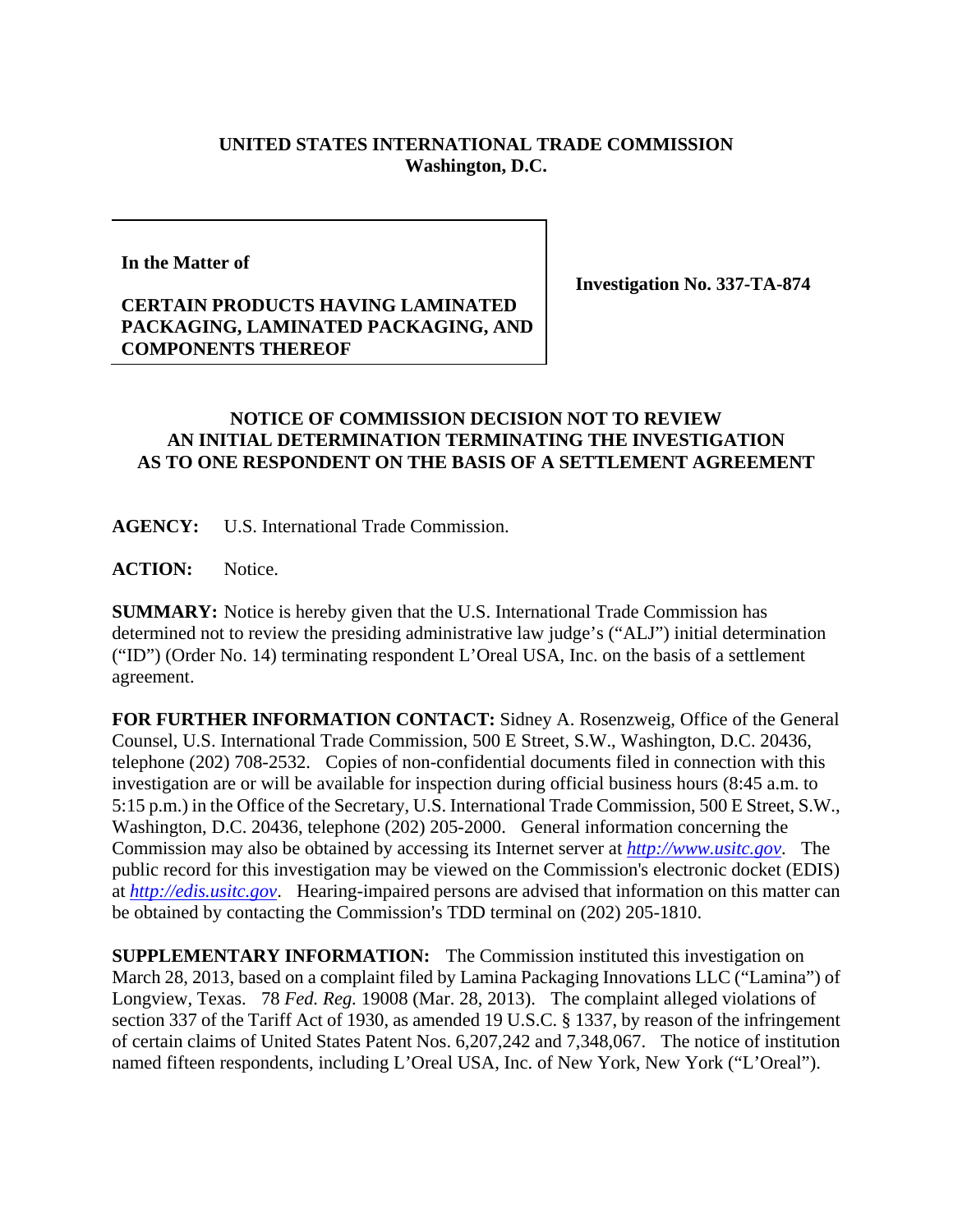**UNITED STATES INTERNATIONAL TRADE COMMISSION**
**Washington, D.C.**

| In the Matter of<br><br>**CERTAIN PRODUCTS HAVING LAMINATED PACKAGING, LAMINATED PACKAGING, AND COMPONENTS THEREOF** | **Investigation No. 337-TA-874** |
|---|---|

## NOTICE OF COMMISSION DECISION NOT TO REVIEW AN INITIAL DETERMINATION TERMINATING THE INVESTIGATION AS TO ONE RESPONDENT ON THE BASIS OF A SETTLEMENT AGREEMENT

**AGENCY:** U.S. International Trade Commission.

**ACTION:** Notice.

**SUMMARY:** Notice is hereby given that the U.S. International Trade Commission has determined not to review the presiding administrative law judge's ("ALJ") initial determination ("ID") (Order No. 14) terminating respondent L'Oreal USA, Inc. on the basis of a settlement agreement.

**FOR FURTHER INFORMATION CONTACT:** Sidney A. Rosenzweig, Office of the General Counsel, U.S. International Trade Commission, 500 E Street, S.W., Washington, D.C. 20436, telephone (202) 708-2532. Copies of non-confidential documents filed in connection with this investigation are or will be available for inspection during official business hours (8:45 a.m. to 5:15 p.m.) in the Office of the Secretary, U.S. International Trade Commission, 500 E Street, S.W., Washington, D.C. 20436, telephone (202) 205-2000. General information concerning the Commission may also be obtained by accessing its Internet server at *http://www.usitc.gov*. The public record for this investigation may be viewed on the Commission's electronic docket (EDIS) at *http://edis.usitc.gov*. Hearing-impaired persons are advised that information on this matter can be obtained by contacting the Commission's TDD terminal on (202) 205-1810.

**SUPPLEMENTARY INFORMATION:** The Commission instituted this investigation on March 28, 2013, based on a complaint filed by Lamina Packaging Innovations LLC ("Lamina") of Longview, Texas. 78 *Fed. Reg.* 19008 (Mar. 28, 2013). The complaint alleged violations of section 337 of the Tariff Act of 1930, as amended 19 U.S.C. § 1337, by reason of the infringement of certain claims of United States Patent Nos. 6,207,242 and 7,348,067. The notice of institution named fifteen respondents, including L'Oreal USA, Inc. of New York, New York ("L'Oreal").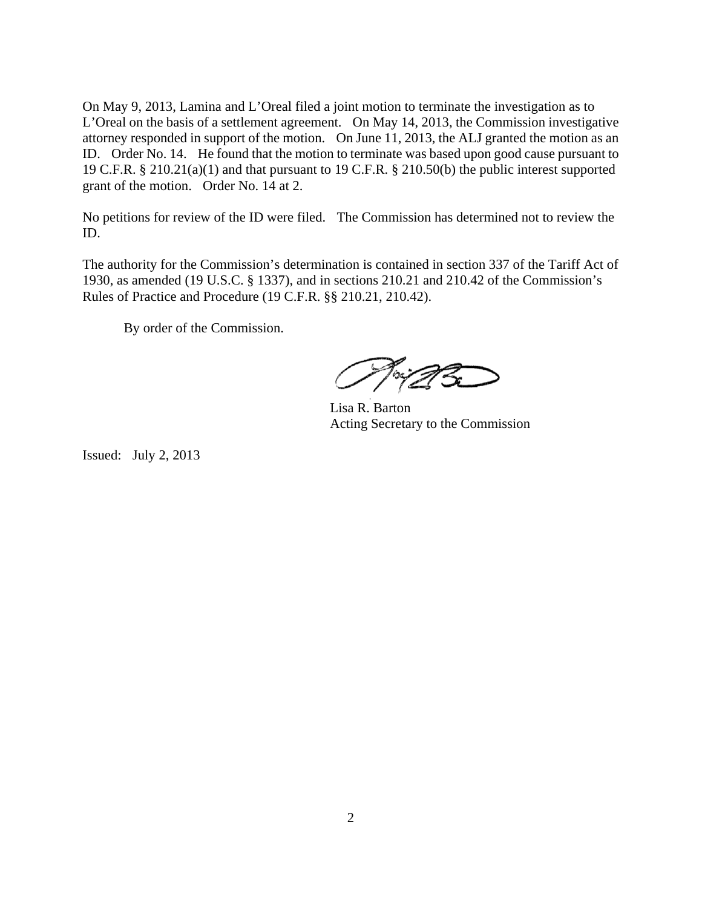On May 9, 2013, Lamina and L'Oreal filed a joint motion to terminate the investigation as to L'Oreal on the basis of a settlement agreement. On May 14, 2013, the Commission investigative attorney responded in support of the motion. On June 11, 2013, the ALJ granted the motion as an ID. Order No. 14. He found that the motion to terminate was based upon good cause pursuant to 19 C.F.R. § 210.21(a)(1) and that pursuant to 19 C.F.R. § 210.50(b) the public interest supported grant of the motion. Order No. 14 at 2.

No petitions for review of the ID were filed. The Commission has determined not to review the ID.

The authority for the Commission's determination is contained in section 337 of the Tariff Act of 1930, as amended (19 U.S.C. § 1337), and in sections 210.21 and 210.42 of the Commission's Rules of Practice and Procedure (19 C.F.R. §§ 210.21, 210.42).

By order of the Commission.

Lisa R. Barton
Acting Secretary to the Commission

Issued: July 2, 2013